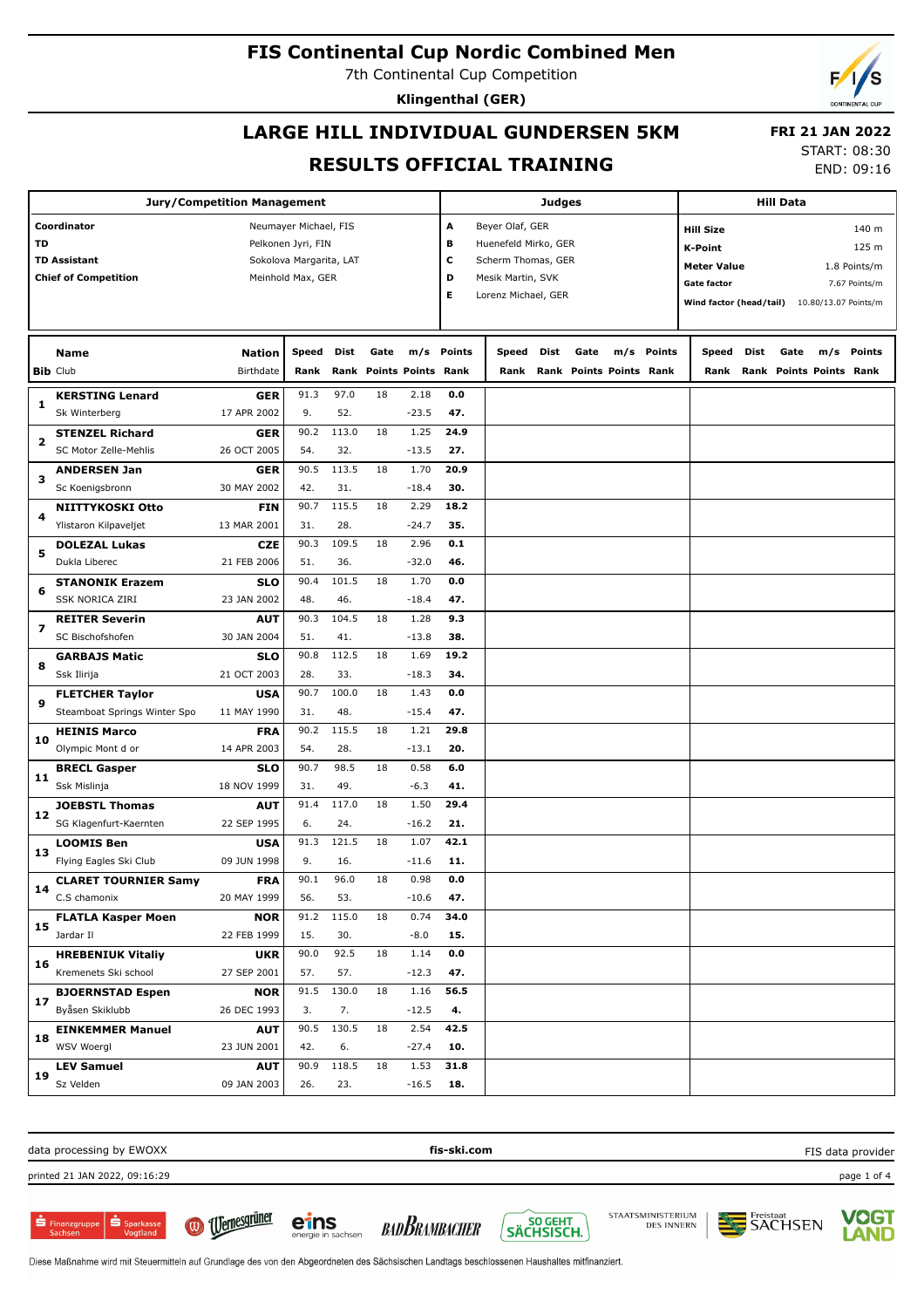# FIS Continental Cup Nordic Combined Men

7th Continental Cup Competition

**Klingenthal (GER)**

## LARGE HILL INDIVIDUAL GUNDERSEN 5KM

## RESULTS OFFICIAL TRAINING

**FRI 21 JAN 2022**

START: 08:30

END: 09:16

| Jury/Competition Management | |
|---|---|
| **Coordinator** | Neumayer Michael, FIS |
| **TD** | Pelkonen Jyri, FIN |
| **TD Assistant** | Sokolova Margarita, LAT |
| **Chief of Competition** | Meinhold Max, GER |

| Judges | |
|---|---|
| **A** | Beyer Olaf, GER |
| **B** | Huenefeld Mirko, GER |
| **C** | Scherm Thomas, GER |
| **D** | Mesik Martin, SVK |
| **E** | Lorenz Michael, GER |

| Hill Data | |
|---|---|
| **Hill Size** | 140 m |
| **K-Point** | 125 m |
| **Meter Value** | 1.8 Points/m |
| **Gate factor** | 7.67 Points/m |
| **Wind factor (head/tail)** | 10.80/13.07 Points/m |

| Bib | Name / Club | Nation / Birthdate | Speed / Rank | Dist / Rank | Gate / Points | m/s / Points | Points / Rank | Speed / Rank | Dist / Rank | Gate / Points | m/s / Points | Points / Rank | Speed / Rank | Dist / Rank | Gate / Points | m/s / Points | Points / Rank |
|---|---|---|---|---|---|---|---|---|---|---|---|---|---|---|---|---|---|
| 1 | **KERSTING Lenard** | **GER** | 91.3 | 97.0 | 18 | 2.18 | **0.0** | | | | | | | | | | |
| | Sk Winterberg | 17 APR 2002 | 9. | 52. | | -23.5 | **47.** | | | | | | | | | | |
| 2 | **STENZEL Richard** | **GER** | 90.2 | 113.0 | 18 | 1.25 | **24.9** | | | | | | | | | | |
| | SC Motor Zelle-Mehlis | 26 OCT 2005 | 54. | 32. | | -13.5 | **27.** | | | | | | | | | | |
| 3 | **ANDERSEN Jan** | **GER** | 90.5 | 113.5 | 18 | 1.70 | **20.9** | | | | | | | | | | |
| | Sc Koenigsbronn | 30 MAY 2002 | 42. | 31. | | -18.4 | **30.** | | | | | | | | | | |
| 4 | **NIITTYKOSKI Otto** | **FIN** | 90.7 | 115.5 | 18 | 2.29 | **18.2** | | | | | | | | | | |
| | Ylistaron Kilpaveljet | 13 MAR 2001 | 31. | 28. | | -24.7 | **35.** | | | | | | | | | | |
| 5 | **DOLEZAL Lukas** | **CZE** | 90.3 | 109.5 | 18 | 2.96 | **0.1** | | | | | | | | | | |
| | Dukla Liberec | 21 FEB 2006 | 51. | 36. | | -32.0 | **46.** | | | | | | | | | | |
| 6 | **STANONIK Erazem** | **SLO** | 90.4 | 101.5 | 18 | 1.70 | **0.0** | | | | | | | | | | |
| | SSK NORICA ZIRI | 23 JAN 2002 | 48. | 46. | | -18.4 | **47.** | | | | | | | | | | |
| 7 | **REITER Severin** | **AUT** | 90.3 | 104.5 | 18 | 1.28 | **9.3** | | | | | | | | | | |
| | SC Bischofshofen | 30 JAN 2004 | 51. | 41. | | -13.8 | **38.** | | | | | | | | | | |
| 8 | **GARBAJS Matic** | **SLO** | 90.8 | 112.5 | 18 | 1.69 | **19.2** | | | | | | | | | | |
| | Ssk Ilirija | 21 OCT 2003 | 28. | 33. | | -18.3 | **34.** | | | | | | | | | | |
| 9 | **FLETCHER Taylor** | **USA** | 90.7 | 100.0 | 18 | 1.43 | **0.0** | | | | | | | | | | |
| | Steamboat Springs Winter Spo | 11 MAY 1990 | 31. | 48. | | -15.4 | **47.** | | | | | | | | | | |
| 10 | **HEINIS Marco** | **FRA** | 90.2 | 115.5 | 18 | 1.21 | **29.8** | | | | | | | | | | |
| | Olympic Mont d or | 14 APR 2003 | 54. | 28. | | -13.1 | **20.** | | | | | | | | | | |
| 11 | **BRECL Gasper** | **SLO** | 90.7 | 98.5 | 18 | 0.58 | **6.0** | | | | | | | | | | |
| | Ssk Mislinja | 18 NOV 1999 | 31. | 49. | | -6.3 | **41.** | | | | | | | | | | |
| 12 | **JOEBSTL Thomas** | **AUT** | 91.4 | 117.0 | 18 | 1.50 | **29.4** | | | | | | | | | | |
| | SG Klagenfurt-Kaernten | 22 SEP 1995 | 6. | 24. | | -16.2 | **21.** | | | | | | | | | | |
| 13 | **LOOMIS Ben** | **USA** | 91.3 | 121.5 | 18 | 1.07 | **42.1** | | | | | | | | | | |
| | Flying Eagles Ski Club | 09 JUN 1998 | 9. | 16. | | -11.6 | **11.** | | | | | | | | | | |
| 14 | **CLARET TOURNIER Samy** | **FRA** | 90.1 | 96.0 | 18 | 0.98 | **0.0** | | | | | | | | | | |
| | C.S chamonix | 20 MAY 1999 | 56. | 53. | | -10.6 | **47.** | | | | | | | | | | |
| 15 | **FLATLA Kasper Moen** | **NOR** | 91.2 | 115.0 | 18 | 0.74 | **34.0** | | | | | | | | | | |
| | Jardar Il | 22 FEB 1999 | 15. | 30. | | -8.0 | **15.** | | | | | | | | | | |
| 16 | **HREBENIUK Vitaliy** | **UKR** | 90.0 | 92.5 | 18 | 1.14 | **0.0** | | | | | | | | | | |
| | Kremenets Ski school | 27 SEP 2001 | 57. | 57. | | -12.3 | **47.** | | | | | | | | | | |
| 17 | **BJOERNSTAD Espen** | **NOR** | 91.5 | 130.0 | 18 | 1.16 | **56.5** | | | | | | | | | | |
| | Byåsen Skiklubb | 26 DEC 1993 | 3. | 7. | | -12.5 | **4.** | | | | | | | | | | |
| 18 | **EINKEMMER Manuel** | **AUT** | 90.5 | 130.5 | 18 | 2.54 | **42.5** | | | | | | | | | | |
| | WSV Woergl | 23 JUN 2001 | 42. | 6. | | -27.4 | **10.** | | | | | | | | | | |
| 19 | **LEV Samuel** | **AUT** | 90.9 | 118.5 | 18 | 1.53 | **31.8** | | | | | | | | | | |
| | Sz Velden | 09 JAN 2003 | 26. | 23. | | -16.5 | **18.** | | | | | | | | | | |

data processing by EWOXX | **fis-ski.com** | FIS data provider

printed 21 JAN 2022, 09:16:29

Diese Maßnahme wird mit Steuermitteln auf Grundlage des von den Abgeordneten des Sächsischen Landtags beschlossenen Haushaltes mitfinanziert.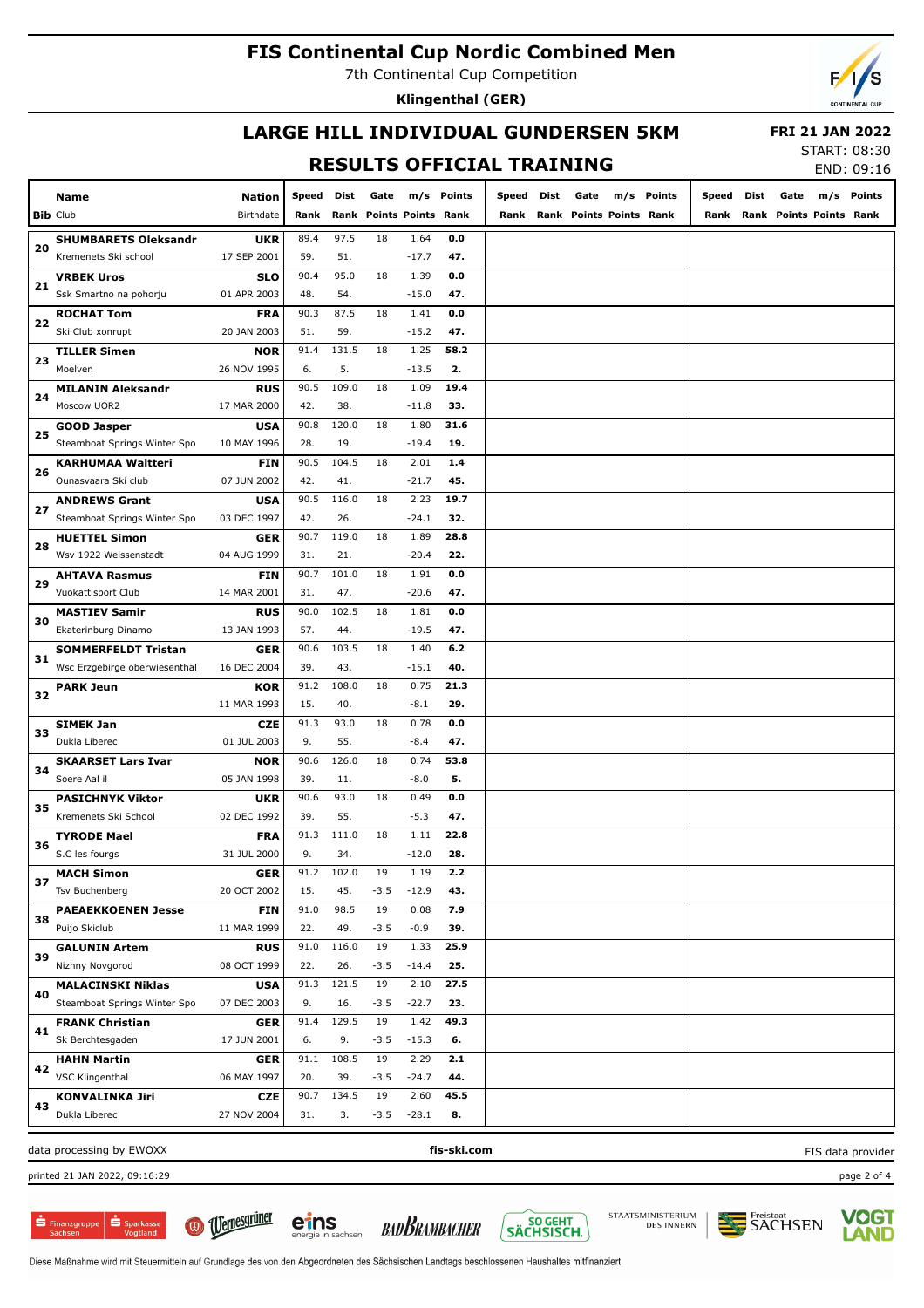# FIS Continental Cup Nordic Combined Men

7th Continental Cup Competition

**Klingenthal (GER)**

## LARGE HILL INDIVIDUAL GUNDERSEN 5KM

## RESULTS OFFICIAL TRAINING

**FRI 21 JAN 2022**
START: 08:30
END: 09:16

| Bib | Name / Club | Nation / Birthdate | Speed / Rank | Dist / Rank | Gate / Points | m/s / Points | Points / Rank | Speed / Rank | Dist / Rank | Gate / Points | m/s / Points | Points / Rank | Speed / Rank | Dist / Rank | Gate / Points | m/s / Points | Points / Rank |
|---|---|---|---|---|---|---|---|---|---|---|---|---|---|---|---|---|---|
| 20 | **SHUMBARETS Oleksandr** | **UKR** | 89.4 | 97.5 | 18 | 1.64 | **0.0** | | | | | | | | | | |
| | Kremenets Ski school | 17 SEP 2001 | 59. | 51. | | -17.7 | **47.** | | | | | | | | | | |
| 21 | **VRBEK Uros** | **SLO** | 90.4 | 95.0 | 18 | 1.39 | **0.0** | | | | | | | | | | |
| | Ssk Smartno na pohorju | 01 APR 2003 | 48. | 54. | | -15.0 | **47.** | | | | | | | | | | |
| 22 | **ROCHAT Tom** | **FRA** | 90.3 | 87.5 | 18 | 1.41 | **0.0** | | | | | | | | | | |
| | Ski Club xonrupt | 20 JAN 2003 | 51. | 59. | | -15.2 | **47.** | | | | | | | | | | |
| 23 | **TILLER Simen** | **NOR** | 91.4 | 131.5 | 18 | 1.25 | **58.2** | | | | | | | | | | |
| | Moelven | 26 NOV 1995 | 6. | 5. | | -13.5 | **2.** | | | | | | | | | | |
| 24 | **MILANIN Aleksandr** | **RUS** | 90.5 | 109.0 | 18 | 1.09 | **19.4** | | | | | | | | | | |
| | Moscow UOR2 | 17 MAR 2000 | 42. | 38. | | -11.8 | **33.** | | | | | | | | | | |
| 25 | **GOOD Jasper** | **USA** | 90.8 | 120.0 | 18 | 1.80 | **31.6** | | | | | | | | | | |
| | Steamboat Springs Winter Spo | 10 MAY 1996 | 28. | 19. | | -19.4 | **19.** | | | | | | | | | | |
| 26 | **KARHUMAA Waltteri** | **FIN** | 90.5 | 104.5 | 18 | 2.01 | **1.4** | | | | | | | | | | |
| | Ounasvaara Ski club | 07 JUN 2002 | 42. | 41. | | -21.7 | **45.** | | | | | | | | | | |
| 27 | **ANDREWS Grant** | **USA** | 90.5 | 116.0 | 18 | 2.23 | **19.7** | | | | | | | | | | |
| | Steamboat Springs Winter Spo | 03 DEC 1997 | 42. | 26. | | -24.1 | **32.** | | | | | | | | | | |
| 28 | **HUETTEL Simon** | **GER** | 90.7 | 119.0 | 18 | 1.89 | **28.8** | | | | | | | | | | |
| | Wsv 1922 Weissenstadt | 04 AUG 1999 | 31. | 21. | | -20.4 | **22.** | | | | | | | | | | |
| 29 | **AHTAVA Rasmus** | **FIN** | 90.7 | 101.0 | 18 | 1.91 | **0.0** | | | | | | | | | | |
| | Vuokattisport Club | 14 MAR 2001 | 31. | 47. | | -20.6 | **47.** | | | | | | | | | | |
| 30 | **MASTIEV Samir** | **RUS** | 90.0 | 102.5 | 18 | 1.81 | **0.0** | | | | | | | | | | |
| | Ekaterinburg Dinamo | 13 JAN 1993 | 57. | 44. | | -19.5 | **47.** | | | | | | | | | | |
| 31 | **SOMMERFELDT Tristan** | **GER** | 90.6 | 103.5 | 18 | 1.40 | **6.2** | | | | | | | | | | |
| | Wsc Erzgebirge oberwiesenthal | 16 DEC 2004 | 39. | 43. | | -15.1 | **40.** | | | | | | | | | | |
| 32 | **PARK Jeun** | **KOR** | 91.2 | 108.0 | 18 | 0.75 | **21.3** | | | | | | | | | | |
| | | 11 MAR 1993 | 15. | 40. | | -8.1 | **29.** | | | | | | | | | | |
| 33 | **SIMEK Jan** | **CZE** | 91.3 | 93.0 | 18 | 0.78 | **0.0** | | | | | | | | | | |
| | Dukla Liberec | 01 JUL 2003 | 9. | 55. | | -8.4 | **47.** | | | | | | | | | | |
| 34 | **SKAARSET Lars Ivar** | **NOR** | 90.6 | 126.0 | 18 | 0.74 | **53.8** | | | | | | | | | | |
| | Soere Aal il | 05 JAN 1998 | 39. | 11. | | -8.0 | **5.** | | | | | | | | | | |
| 35 | **PASICHNYK Viktor** | **UKR** | 90.6 | 93.0 | 18 | 0.49 | **0.0** | | | | | | | | | | |
| | Kremenets Ski School | 02 DEC 1992 | 39. | 55. | | -5.3 | **47.** | | | | | | | | | | |
| 36 | **TYRODE Mael** | **FRA** | 91.3 | 111.0 | 18 | 1.11 | **22.8** | | | | | | | | | | |
| | S.C les fourgs | 31 JUL 2000 | 9. | 34. | | -12.0 | **28.** | | | | | | | | | | |
| 37 | **MACH Simon** | **GER** | 91.2 | 102.0 | 19 | 1.19 | **2.2** | | | | | | | | | | |
| | Tsv Buchenberg | 20 OCT 2002 | 15. | 45. | -3.5 | -12.9 | **43.** | | | | | | | | | | |
| 38 | **PAEAEKKOENEN Jesse** | **FIN** | 91.0 | 98.5 | 19 | 0.08 | **7.9** | | | | | | | | | | |
| | Puijo Skiclub | 11 MAR 1999 | 22. | 49. | -3.5 | -0.9 | **39.** | | | | | | | | | | |
| 39 | **GALUNIN Artem** | **RUS** | 91.0 | 116.0 | 19 | 1.33 | **25.9** | | | | | | | | | | |
| | Nizhny Novgorod | 08 OCT 1999 | 22. | 26. | -3.5 | -14.4 | **25.** | | | | | | | | | | |
| 40 | **MALACINSKI Niklas** | **USA** | 91.3 | 121.5 | 19 | 2.10 | **27.5** | | | | | | | | | | |
| | Steamboat Springs Winter Spo | 07 DEC 2003 | 9. | 16. | -3.5 | -22.7 | **23.** | | | | | | | | | | |
| 41 | **FRANK Christian** | **GER** | 91.4 | 129.5 | 19 | 1.42 | **49.3** | | | | | | | | | | |
| | Sk Berchtesgaden | 17 JUN 2001 | 6. | 9. | -3.5 | -15.3 | **6.** | | | | | | | | | | |
| 42 | **HAHN Martin** | **GER** | 91.1 | 108.5 | 19 | 2.29 | **2.1** | | | | | | | | | | |
| | VSC Klingenthal | 06 MAY 1997 | 20. | 39. | -3.5 | -24.7 | **44.** | | | | | | | | | | |
| 43 | **KONVALINKA Jiri** | **CZE** | 90.7 | 134.5 | 19 | 2.60 | **45.5** | | | | | | | | | | |
| | Dukla Liberec | 27 NOV 2004 | 31. | 3. | -3.5 | -28.1 | **8.** | | | | | | | | | | |

data processing by EWOXX — fis-ski.com — FIS data provider

printed 21 JAN 2022, 09:16:29

Diese Maßnahme wird mit Steuermitteln auf Grundlage des von den Abgeordneten des Sächsischen Landtags beschlossenen Haushaltes mitfinanziert.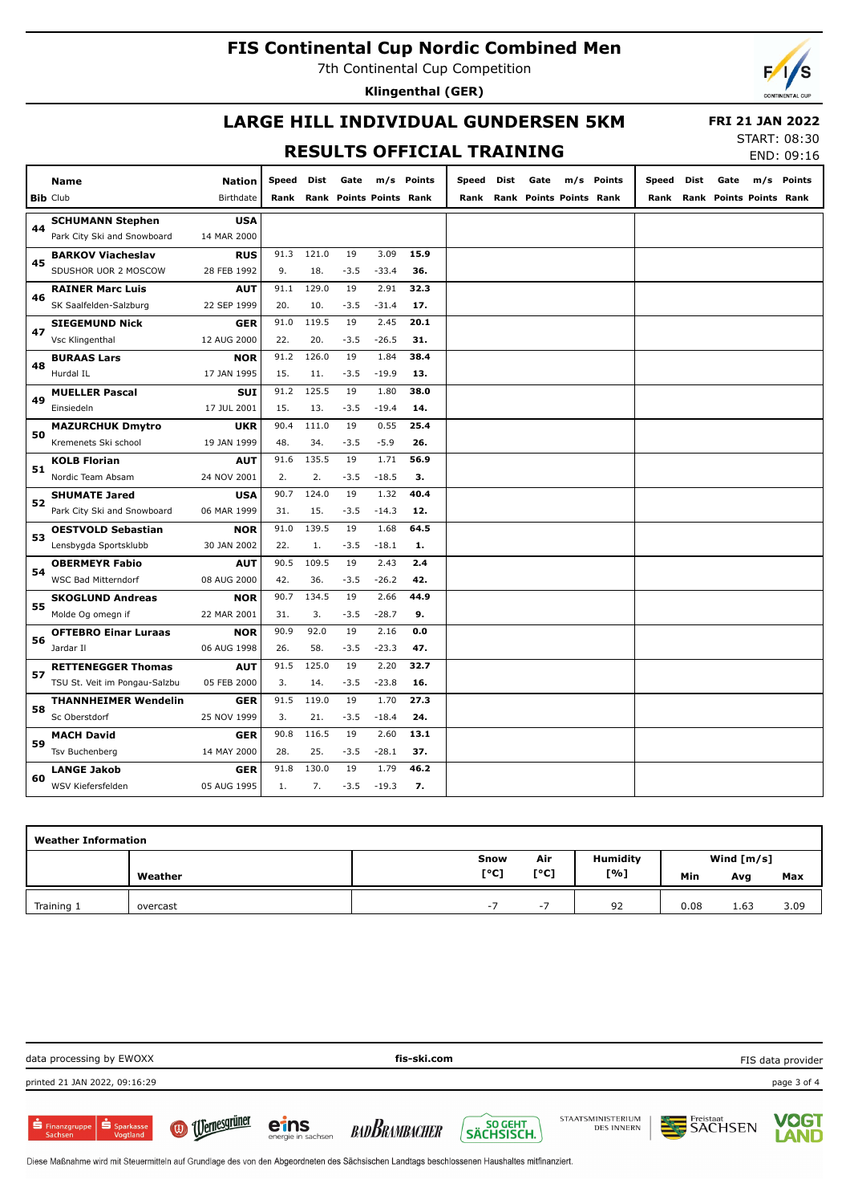# FIS Continental Cup Nordic Combined Men

7th Continental Cup Competition

**Klingenthal (GER)**

## LARGE HILL INDIVIDUAL GUNDERSEN 5KM

## RESULTS OFFICIAL TRAINING

**FRI 21 JAN 2022**

START: 08:30

END: 09:16

| Bib | Name / Club | Nation / Birthdate | Speed / Rank | Dist / Rank | Gate / Points | m/s / Points | Points / Rank | Speed / Rank | Dist / Rank | Gate / Points | m/s / Points | Points / Rank | Speed / Rank | Dist / Rank | Gate / Points | m/s / Points | Points / Rank |
|---|---|---|---|---|---|---|---|---|---|---|---|---|---|---|---|---|---|
| 44 | **SCHUMANN Stephen** | **USA** | | | | | | | | | | | | | | | |
| | Park City Ski and Snowboard | 14 MAR 2000 | | | | | | | | | | | | | | | |
| 45 | **BARKOV Viacheslav** | **RUS** | 91.3 | 121.0 | 19 | 3.09 | **15.9** | | | | | | | | | | |
| | SDUSHOR UOR 2 MOSCOW | 28 FEB 1992 | 9. | 18. | -3.5 | -33.4 | **36.** | | | | | | | | | | |
| 46 | **RAINER Marc Luis** | **AUT** | 91.1 | 129.0 | 19 | 2.91 | **32.3** | | | | | | | | | | |
| | SK Saalfelden-Salzburg | 22 SEP 1999 | 20. | 10. | -3.5 | -31.4 | **17.** | | | | | | | | | | |
| 47 | **SIEGEMUND Nick** | **GER** | 91.0 | 119.5 | 19 | 2.45 | **20.1** | | | | | | | | | | |
| | Vsc Klingenthal | 12 AUG 2000 | 22. | 20. | -3.5 | -26.5 | **31.** | | | | | | | | | | |
| 48 | **BURAAS Lars** | **NOR** | 91.2 | 126.0 | 19 | 1.84 | **38.4** | | | | | | | | | | |
| | Hurdal IL | 17 JAN 1995 | 15. | 11. | -3.5 | -19.9 | **13.** | | | | | | | | | | |
| 49 | **MUELLER Pascal** | **SUI** | 91.2 | 125.5 | 19 | 1.80 | **38.0** | | | | | | | | | | |
| | Einsiedeln | 17 JUL 2001 | 15. | 13. | -3.5 | -19.4 | **14.** | | | | | | | | | | |
| 50 | **MAZURCHUK Dmytro** | **UKR** | 90.4 | 111.0 | 19 | 0.55 | **25.4** | | | | | | | | | | |
| | Kremenets Ski school | 19 JAN 1999 | 48. | 34. | -3.5 | -5.9 | **26.** | | | | | | | | | | |
| 51 | **KOLB Florian** | **AUT** | 91.6 | 135.5 | 19 | 1.71 | **56.9** | | | | | | | | | | |
| | Nordic Team Absam | 24 NOV 2001 | 2. | 2. | -3.5 | -18.5 | **3.** | | | | | | | | | | |
| 52 | **SHUMATE Jared** | **USA** | 90.7 | 124.0 | 19 | 1.32 | **40.4** | | | | | | | | | | |
| | Park City Ski and Snowboard | 06 MAR 1999 | 31. | 15. | -3.5 | -14.3 | **12.** | | | | | | | | | | |
| 53 | **OESTVOLD Sebastian** | **NOR** | 91.0 | 139.5 | 19 | 1.68 | **64.5** | | | | | | | | | | |
| | Lensbygda Sportsklubb | 30 JAN 2002 | 22. | 1. | -3.5 | -18.1 | **1.** | | | | | | | | | | |
| 54 | **OBERMEYR Fabio** | **AUT** | 90.5 | 109.5 | 19 | 2.43 | **2.4** | | | | | | | | | | |
| | WSC Bad Mitterndorf | 08 AUG 2000 | 42. | 36. | -3.5 | -26.2 | **42.** | | | | | | | | | | |
| 55 | **SKOGLUND Andreas** | **NOR** | 90.7 | 134.5 | 19 | 2.66 | **44.9** | | | | | | | | | | |
| | Molde Og omegn if | 22 MAR 2001 | 31. | 3. | -3.5 | -28.7 | **9.** | | | | | | | | | | |
| 56 | **OFTEBRO Einar Luraas** | **NOR** | 90.9 | 92.0 | 19 | 2.16 | **0.0** | | | | | | | | | | |
| | Jardar Il | 06 AUG 1998 | 26. | 58. | -3.5 | -23.3 | **47.** | | | | | | | | | | |
| 57 | **RETTENEGGER Thomas** | **AUT** | 91.5 | 125.0 | 19 | 2.20 | **32.7** | | | | | | | | | | |
| | TSU St. Veit im Pongau-Salzbu | 05 FEB 2000 | 3. | 14. | -3.5 | -23.8 | **16.** | | | | | | | | | | |
| 58 | **THANNHEIMER Wendelin** | **GER** | 91.5 | 119.0 | 19 | 1.70 | **27.3** | | | | | | | | | | |
| | Sc Oberstdorf | 25 NOV 1999 | 3. | 21. | -3.5 | -18.4 | **24.** | | | | | | | | | | |
| 59 | **MACH David** | **GER** | 90.8 | 116.5 | 19 | 2.60 | **13.1** | | | | | | | | | | |
| | Tsv Buchenberg | 14 MAY 2000 | 28. | 25. | -3.5 | -28.1 | **37.** | | | | | | | | | | |
| 60 | **LANGE Jakob** | **GER** | 91.8 | 130.0 | 19 | 1.79 | **46.2** | | | | | | | | | | |
| | WSV Kiefersfelden | 05 AUG 1995 | 1. | 7. | -3.5 | -19.3 | **7.** | | | | | | | | | | |

| Weather Information | | | | | | | |
|---|---|---|---|---|---|---|---|
| | Weather | Snow [°C] | Air [°C] | Humidity [%] | Wind [m/s] Min | Avg | Max |
| Training 1 | overcast | -7 | -7 | 92 | 0.08 | 1.63 | 3.09 |

data processing by EWOXX | fis-ski.com | FIS data provider

printed 21 JAN 2022, 09:16:29

Diese Maßnahme wird mit Steuermitteln auf Grundlage des von den Abgeordneten des Sächsischen Landtags beschlossenen Haushaltes mitfinanziert.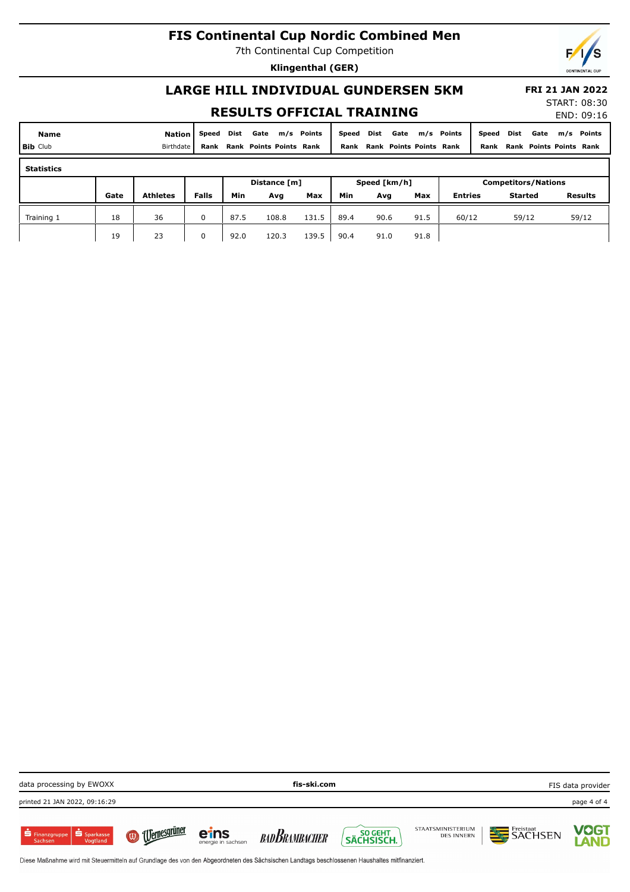# FIS Continental Cup Nordic Combined Men

7th Continental Cup Competition

**Klingenthal (GER)**

## LARGE HILL INDIVIDUAL GUNDERSEN 5KM

## RESULTS OFFICIAL TRAINING

**FRI 21 JAN 2022**

START: 08:30

END: 09:16

| Name | Nation | Speed | Dist | Gate | m/s | Points | Speed | Dist | Gate | m/s | Points | Speed | Dist | Gate | m/s | Points |
|---|---|---|---|---|---|---|---|---|---|---|---|---|---|---|---|---|
| **Bib** Club | Birthdate | Rank | Rank | Points | Points | Rank | Rank | Rank | Points | Points | Rank | Rank | Rank | Points | Points | Rank |

### Statistics

| | | | | Distance [m] | | | Speed [km/h] | | | Competitors/Nations | | |
|---|---|---|---|---|---|---|---|---|---|---|---|---|
| | Gate | Athletes | Falls | Min | Avg | Max | Min | Avg | Max | Entries | Started | Results |
| Training 1 | 18 | 36 | 0 | 87.5 | 108.8 | 131.5 | 89.4 | 90.6 | 91.5 | 60/12 | 59/12 | 59/12 |
| | 19 | 23 | 0 | 92.0 | 120.3 | 139.5 | 90.4 | 91.0 | 91.8 | | | |

data processing by EWOXX

fis-ski.com

FIS data provider

printed 21 JAN 2022, 09:16:29

Diese Maßnahme wird mit Steuermitteln auf Grundlage des von den Abgeordneten des Sächsischen Landtags beschlossenen Haushaltes mitfinanziert.